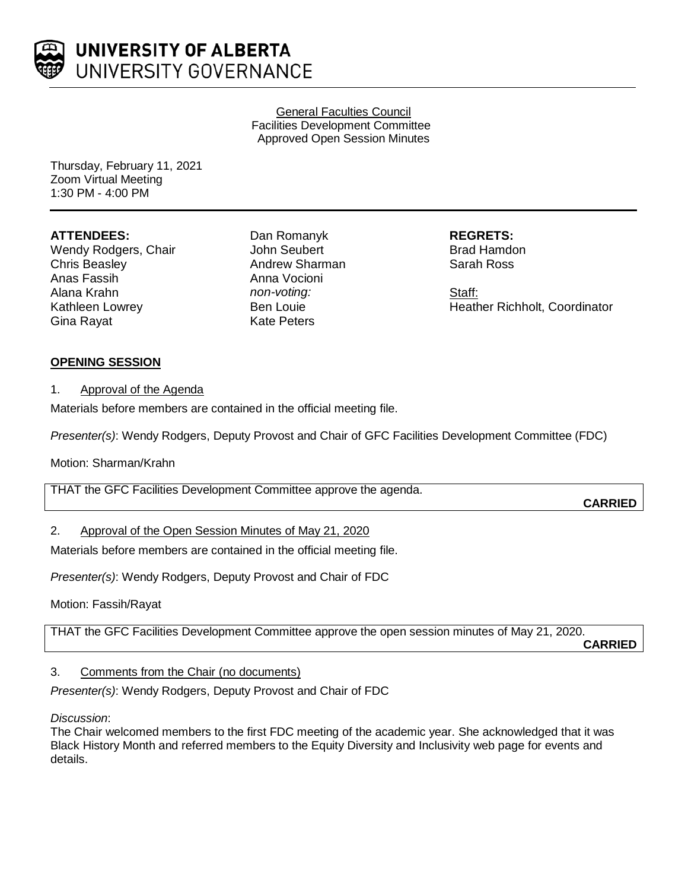**UNIVERSITY OF ALBERTA**
UNIVERSITY GOVERNANCE

General Faculties Council
Facilities Development Committee
Approved Open Session Minutes

Thursday, February 11, 2021
Zoom Virtual Meeting
1:30 PM - 4:00 PM

**ATTENDEES:**
Wendy Rodgers, Chair
Chris Beasley
Anas Fassih
Alana Krahn
Kathleen Lowrey
Gina Rayat
Dan Romanyk
John Seubert
Andrew Sharman
Anna Vocioni
*non-voting:*
Ben Louie
Kate Peters

**REGRETS:**
Brad Hamdon
Sarah Ross

Staff:
Heather Richholt, Coordinator

**OPENING SESSION**

1. Approval of the Agenda

Materials before members are contained in the official meeting file.

*Presenter(s)*: Wendy Rodgers, Deputy Provost and Chair of GFC Facilities Development Committee (FDC)

Motion: Sharman/Krahn

THAT the GFC Facilities Development Committee approve the agenda.

**CARRIED**

2. Approval of the Open Session Minutes of May 21, 2020

Materials before members are contained in the official meeting file.

*Presenter(s)*: Wendy Rodgers, Deputy Provost and Chair of FDC

Motion: Fassih/Rayat

THAT the GFC Facilities Development Committee approve the open session minutes of May 21, 2020.

**CARRIED**

3. Comments from the Chair (no documents)

*Presenter(s)*: Wendy Rodgers, Deputy Provost and Chair of FDC

*Discussion*:
The Chair welcomed members to the first FDC meeting of the academic year. She acknowledged that it was Black History Month and referred members to the Equity Diversity and Inclusivity web page for events and details.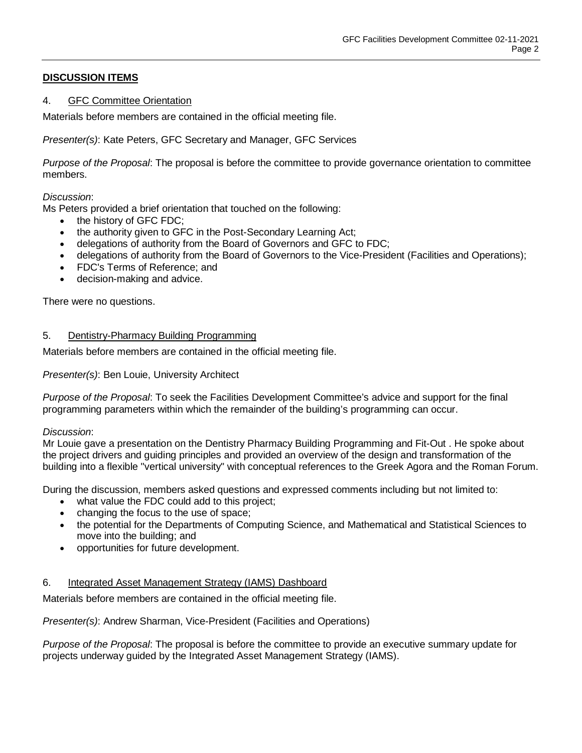## DISCUSSION ITEMS

### 4. GFC Committee Orientation

Materials before members are contained in the official meeting file.

*Presenter(s)*: Kate Peters, GFC Secretary and Manager, GFC Services

*Purpose of the Proposal*: The proposal is before the committee to provide governance orientation to committee members.

*Discussion*:
Ms Peters provided a brief orientation that touched on the following:

- the history of GFC FDC;
- the authority given to GFC in the Post-Secondary Learning Act;
- delegations of authority from the Board of Governors and GFC to FDC;
- delegations of authority from the Board of Governors to the Vice-President (Facilities and Operations);
- FDC's Terms of Reference; and
- decision-making and advice.

There were no questions.

### 5. Dentistry-Pharmacy Building Programming

Materials before members are contained in the official meeting file.

*Presenter(s)*: Ben Louie, University Architect

*Purpose of the Proposal*: To seek the Facilities Development Committee's advice and support for the final programming parameters within which the remainder of the building's programming can occur.

*Discussion*:
Mr Louie gave a presentation on the Dentistry Pharmacy Building Programming and Fit-Out . He spoke about the project drivers and guiding principles and provided an overview of the design and transformation of the building into a flexible "vertical university" with conceptual references to the Greek Agora and the Roman Forum.

During the discussion, members asked questions and expressed comments including but not limited to:

- what value the FDC could add to this project;
- changing the focus to the use of space;
- the potential for the Departments of Computing Science, and Mathematical and Statistical Sciences to move into the building; and
- opportunities for future development.

### 6. Integrated Asset Management Strategy (IAMS) Dashboard

Materials before members are contained in the official meeting file.

*Presenter(s)*: Andrew Sharman, Vice-President (Facilities and Operations)

*Purpose of the Proposal*: The proposal is before the committee to provide an executive summary update for projects underway guided by the Integrated Asset Management Strategy (IAMS).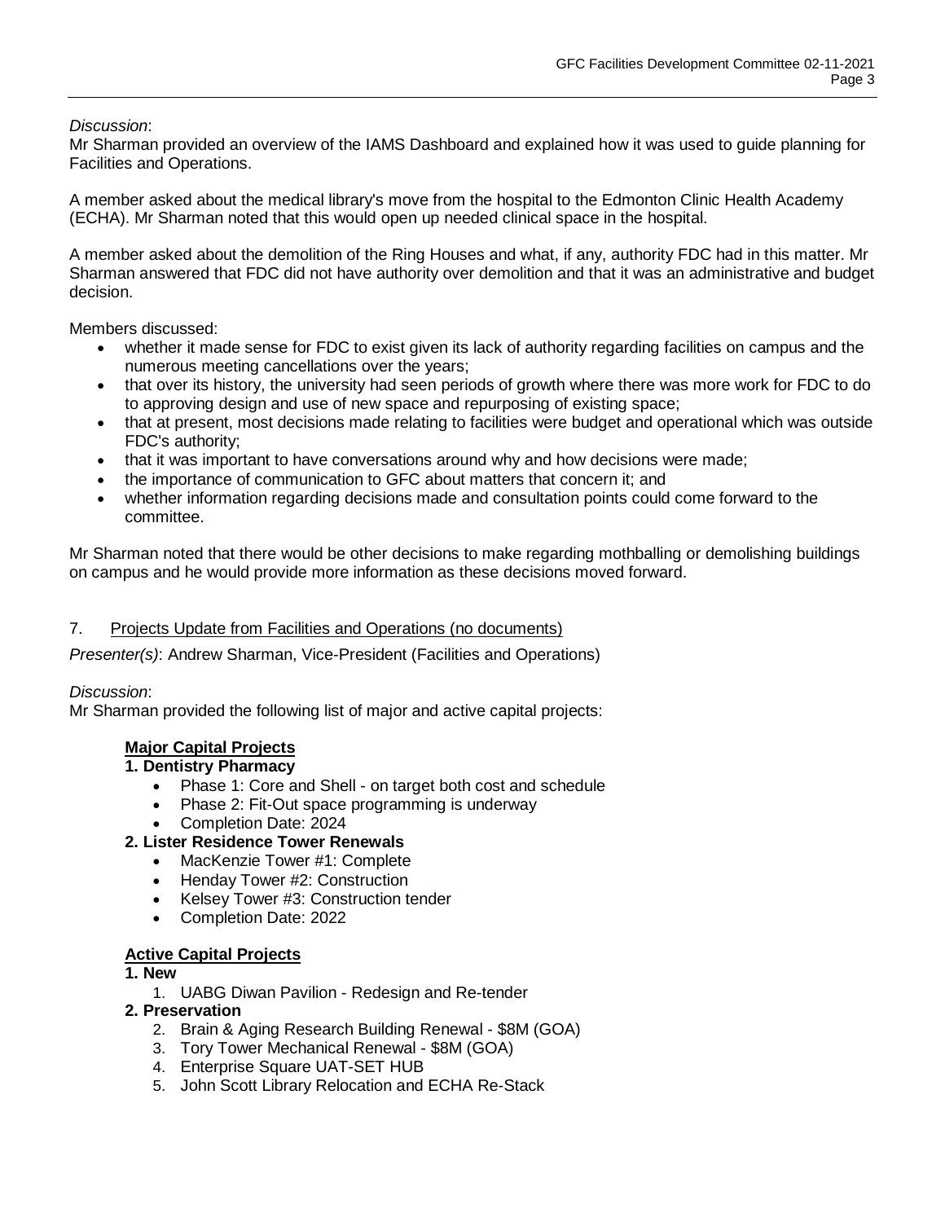*Discussion*:
Mr Sharman provided an overview of the IAMS Dashboard and explained how it was used to guide planning for Facilities and Operations.

A member asked about the medical library's move from the hospital to the Edmonton Clinic Health Academy (ECHA). Mr Sharman noted that this would open up needed clinical space in the hospital.

A member asked about the demolition of the Ring Houses and what, if any, authority FDC had in this matter. Mr Sharman answered that FDC did not have authority over demolition and that it was an administrative and budget decision.

Members discussed:

- whether it made sense for FDC to exist given its lack of authority regarding facilities on campus and the numerous meeting cancellations over the years;
- that over its history, the university had seen periods of growth where there was more work for FDC to do to approving design and use of new space and repurposing of existing space;
- that at present, most decisions made relating to facilities were budget and operational which was outside FDC's authority;
- that it was important to have conversations around why and how decisions were made;
- the importance of communication to GFC about matters that concern it; and
- whether information regarding decisions made and consultation points could come forward to the committee.

Mr Sharman noted that there would be other decisions to make regarding mothballing or demolishing buildings on campus and he would provide more information as these decisions moved forward.

7. <u>Projects Update from Facilities and Operations (no documents)</u>

*Presenter(s)*: Andrew Sharman, Vice-President (Facilities and Operations)

*Discussion*:
Mr Sharman provided the following list of major and active capital projects:

**<u>Major Capital Projects</u>**

**1. Dentistry Pharmacy**

- Phase 1: Core and Shell - on target both cost and schedule
- Phase 2: Fit-Out space programming is underway
- Completion Date: 2024

**2. Lister Residence Tower Renewals**

- MacKenzie Tower #1: Complete
- Henday Tower #2: Construction
- Kelsey Tower #3: Construction tender
- Completion Date: 2022

**<u>Active Capital Projects</u>**

**1. New**

1. UABG Diwan Pavilion - Redesign and Re-tender

**2. Preservation**

2. Brain & Aging Research Building Renewal - $8M (GOA)
3. Tory Tower Mechanical Renewal - $8M (GOA)
4. Enterprise Square UAT-SET HUB
5. John Scott Library Relocation and ECHA Re-Stack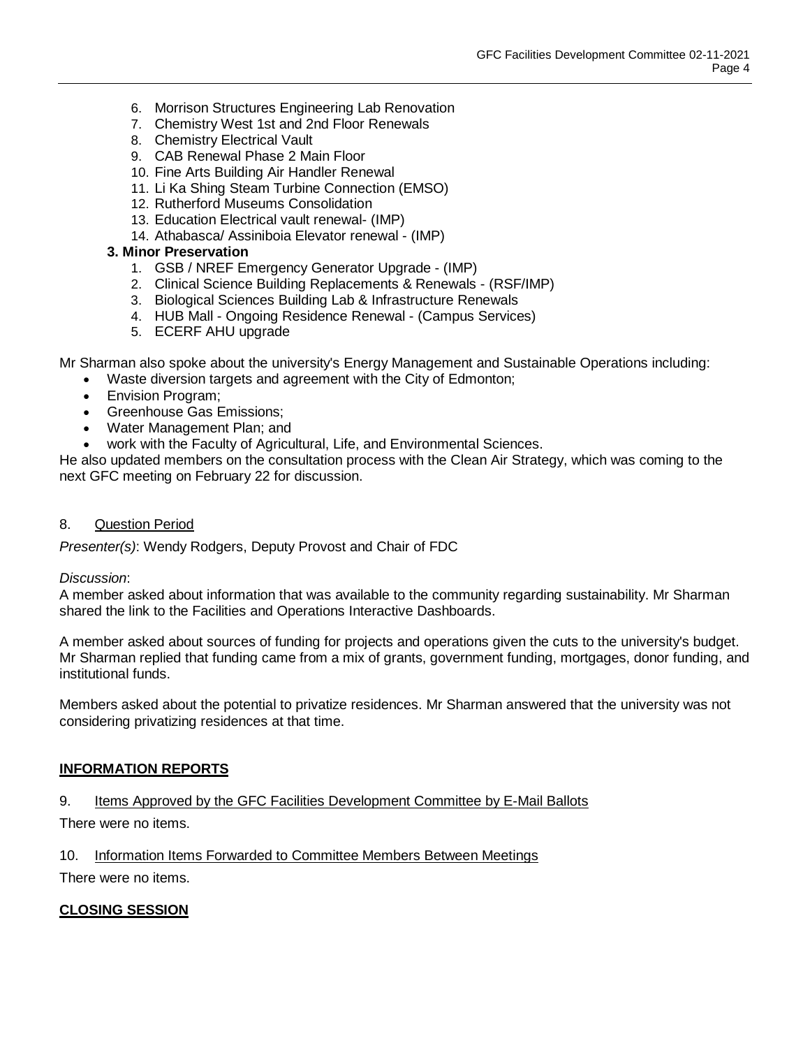6. Morrison Structures Engineering Lab Renovation
7. Chemistry West 1st and 2nd Floor Renewals
8. Chemistry Electrical Vault
9. CAB Renewal Phase 2 Main Floor
10. Fine Arts Building Air Handler Renewal
11. Li Ka Shing Steam Turbine Connection (EMSO)
12. Rutherford Museums Consolidation
13. Education Electrical vault renewal- (IMP)
14. Athabasca/ Assiniboia Elevator renewal - (IMP)

**3. Minor Preservation**

1. GSB / NREF Emergency Generator Upgrade - (IMP)
2. Clinical Science Building Replacements & Renewals - (RSF/IMP)
3. Biological Sciences Building Lab & Infrastructure Renewals
4. HUB Mall - Ongoing Residence Renewal - (Campus Services)
5. ECERF AHU upgrade

Mr Sharman also spoke about the university's Energy Management and Sustainable Operations including:

- Waste diversion targets and agreement with the City of Edmonton;
- Envision Program;
- Greenhouse Gas Emissions;
- Water Management Plan; and
- work with the Faculty of Agricultural, Life, and Environmental Sciences.

He also updated members on the consultation process with the Clean Air Strategy, which was coming to the next GFC meeting on February 22 for discussion.

8. Question Period

*Presenter(s)*: Wendy Rodgers, Deputy Provost and Chair of FDC

*Discussion*:

A member asked about information that was available to the community regarding sustainability. Mr Sharman shared the link to the Facilities and Operations Interactive Dashboards.

A member asked about sources of funding for projects and operations given the cuts to the university's budget. Mr Sharman replied that funding came from a mix of grants, government funding, mortgages, donor funding, and institutional funds.

Members asked about the potential to privatize residences. Mr Sharman answered that the university was not considering privatizing residences at that time.

**INFORMATION REPORTS**

9. Items Approved by the GFC Facilities Development Committee by E-Mail Ballots

There were no items.

10. Information Items Forwarded to Committee Members Between Meetings

There were no items.

**CLOSING SESSION**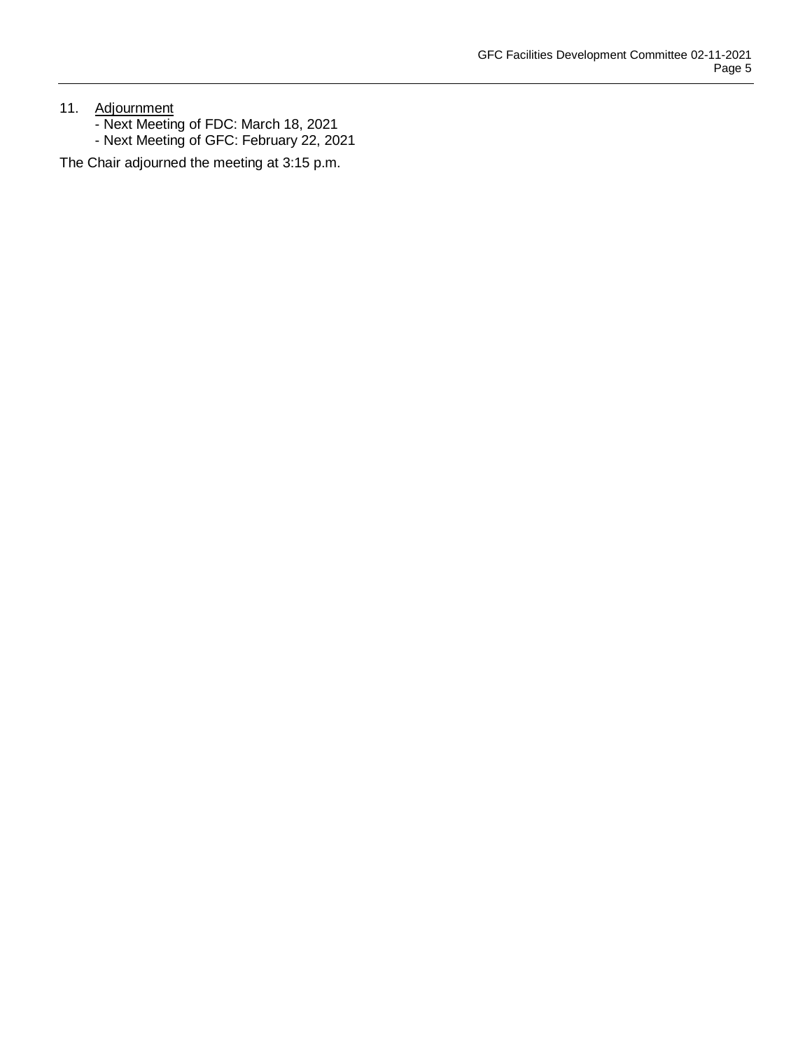11. Adjournment
    - Next Meeting of FDC: March 18, 2021
    - Next Meeting of GFC: February 22, 2021

The Chair adjourned the meeting at 3:15 p.m.